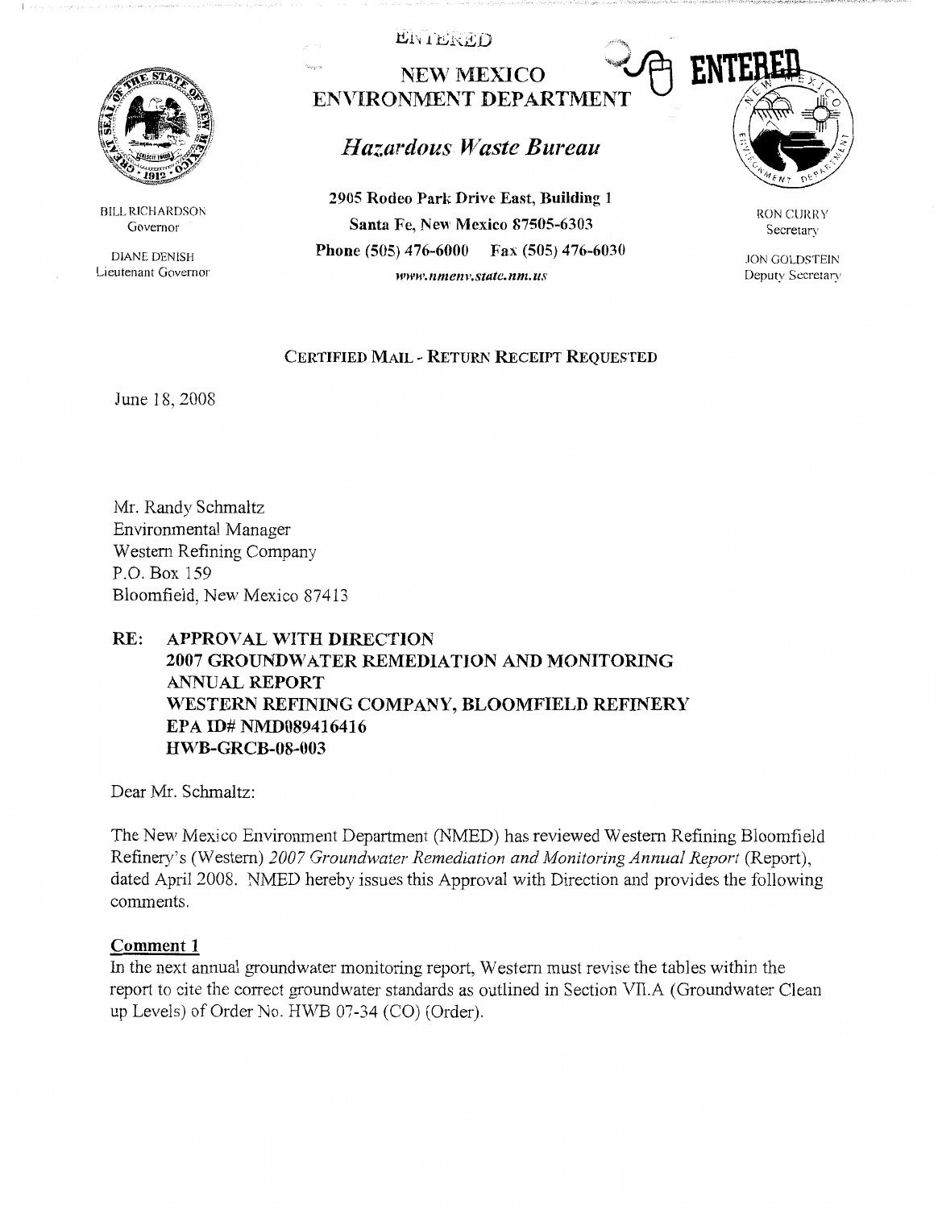ENTERED

**NEW MEXICO**
**ENVIRONMENT DEPARTMENT**

ENTERED

## *Hazardous Waste Bureau*

BILL RICHARDSON
Governor

DIANE DENISH
Lieutenant Governor

**2905 Rodeo Park Drive East, Building 1**
**Santa Fe, New Mexico 87505-6303**
**Phone (505) 476-6000 Fax (505) 476-6030**
*www.nmenv.state.nm.us*

RON CURRY
Secretary

JON GOLDSTEIN
Deputy Secretary

CERTIFIED MAIL - RETURN RECEIPT REQUESTED

June 18, 2008

Mr. Randy Schmaltz
Environmental Manager
Western Refining Company
P.O. Box 159
Bloomfield, New Mexico 87413

**RE: APPROVAL WITH DIRECTION**
**2007 GROUNDWATER REMEDIATION AND MONITORING ANNUAL REPORT**
**WESTERN REFINING COMPANY, BLOOMFIELD REFINERY**
**EPA ID# NMD089416416**
**HWB-GRCB-08-003**

Dear Mr. Schmaltz:

The New Mexico Environment Department (NMED) has reviewed Western Refining Bloomfield Refinery's (Western) *2007 Groundwater Remediation and Monitoring Annual Report* (Report), dated April 2008. NMED hereby issues this Approval with Direction and provides the following comments.

**Comment 1**

In the next annual groundwater monitoring report, Western must revise the tables within the report to cite the correct groundwater standards as outlined in Section VII.A (Groundwater Clean up Levels) of Order No. HWB 07-34 (CO) (Order).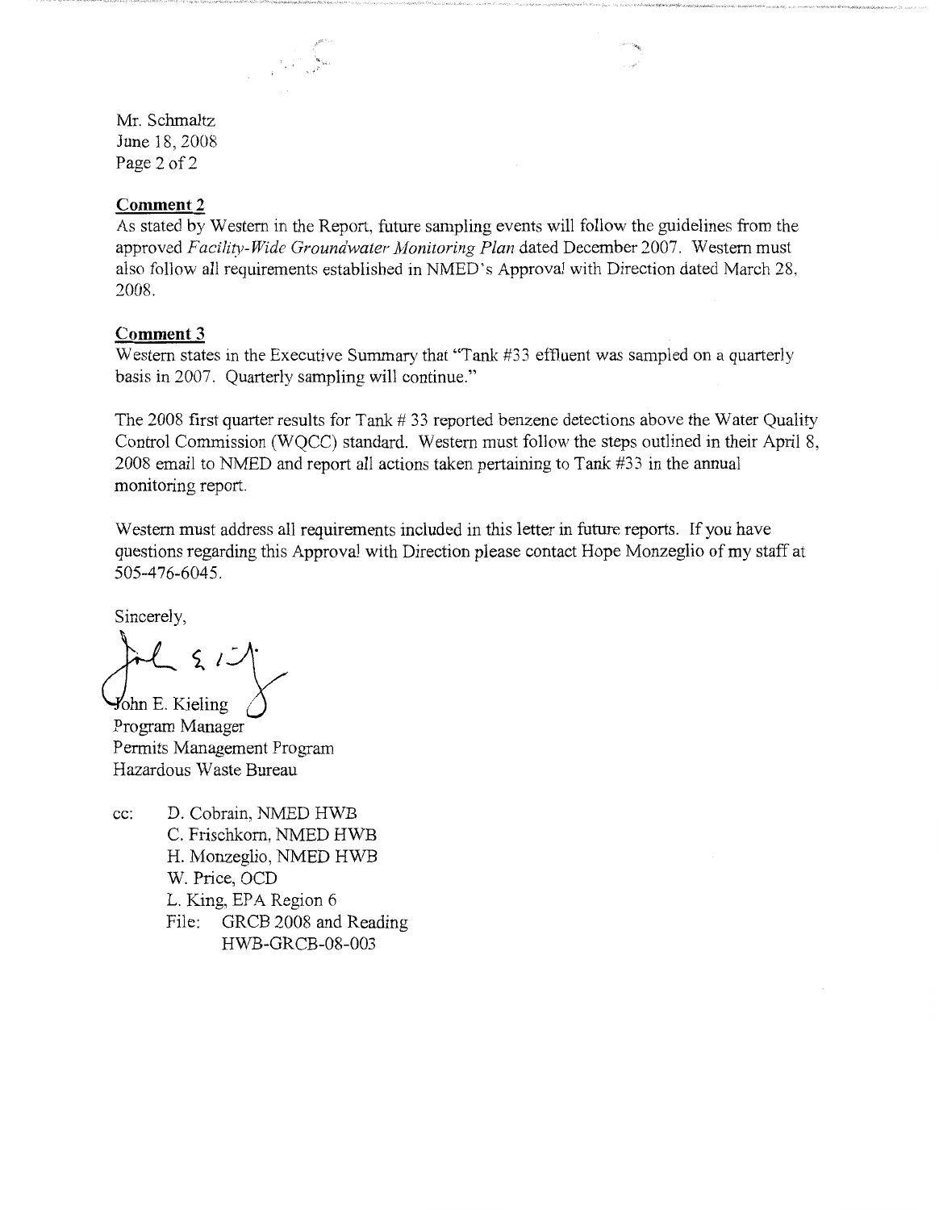Mr. Schmaltz
June 18, 2008

**Comment 2**

As stated by Western in the Report, future sampling events will follow the guidelines from the approved *Facility-Wide Groundwater Monitoring Plan* dated December 2007. Western must also follow all requirements established in NMED's Approval with Direction dated March 28, 2008.

**Comment 3**

Western states in the Executive Summary that "Tank #33 effluent was sampled on a quarterly basis in 2007. Quarterly sampling will continue."

The 2008 first quarter results for Tank # 33 reported benzene detections above the Water Quality Control Commission (WQCC) standard. Western must follow the steps outlined in their April 8, 2008 email to NMED and report all actions taken pertaining to Tank #33 in the annual monitoring report.

Western must address all requirements included in this letter in future reports. If you have questions regarding this Approval with Direction please contact Hope Monzeglio of my staff at 505-476-6045.

Sincerely,

John E. Kieling
Program Manager
Permits Management Program
Hazardous Waste Bureau

cc: D. Cobrain, NMED HWB
C. Frischkorn, NMED HWB
H. Monzeglio, NMED HWB
W. Price, OCD
L. King, EPA Region 6
File: GRCB 2008 and Reading
HWB-GRCB-08-003